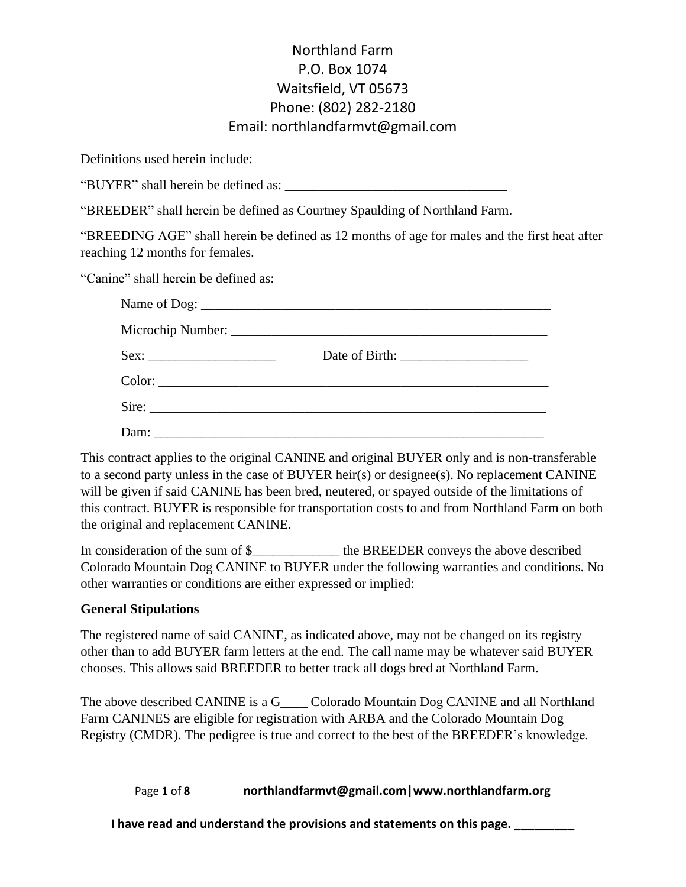Northland Farm
P.O. Box 1074
Waitsfield, VT 05673
Phone: (802) 282-2180
Email: northlandfarmvt@gmail.com

Definitions used herein include:

"BUYER" shall herein be defined as: _________________________________

"BREEDER" shall herein be defined as Courtney Spaulding of Northland Farm.

"BREEDING AGE" shall herein be defined as 12 months of age for males and the first heat after reaching 12 months for females.

"Canine" shall herein be defined as:

Name of Dog: ______________________________________________________

Microchip Number: _________________________________________________

Sex: ___________________ Date of Birth: ___________________

Color: _________________________________________________________

Sire: __________________________________________________________

Dam: __________________________________________________________

This contract applies to the original CANINE and original BUYER only and is non-transferable to a second party unless in the case of BUYER heir(s) or designee(s). No replacement CANINE will be given if said CANINE has been bred, neutered, or spayed outside of the limitations of this contract. BUYER is responsible for transportation costs to and from Northland Farm on both the original and replacement CANINE.

In consideration of the sum of $_____________ the BREEDER conveys the above described Colorado Mountain Dog CANINE to BUYER under the following warranties and conditions. No other warranties or conditions are either expressed or implied:

**General Stipulations**

The registered name of said CANINE, as indicated above, may not be changed on its registry other than to add BUYER farm letters at the end. The call name may be whatever said BUYER chooses. This allows said BREEDER to better track all dogs bred at Northland Farm.

The above described CANINE is a G____ Colorado Mountain Dog CANINE and all Northland Farm CANINES are eligible for registration with ARBA and the Colorado Mountain Dog Registry (CMDR). The pedigree is true and correct to the best of the BREEDER's knowledge.

**I have read and understand the provisions and statements on this page. _________**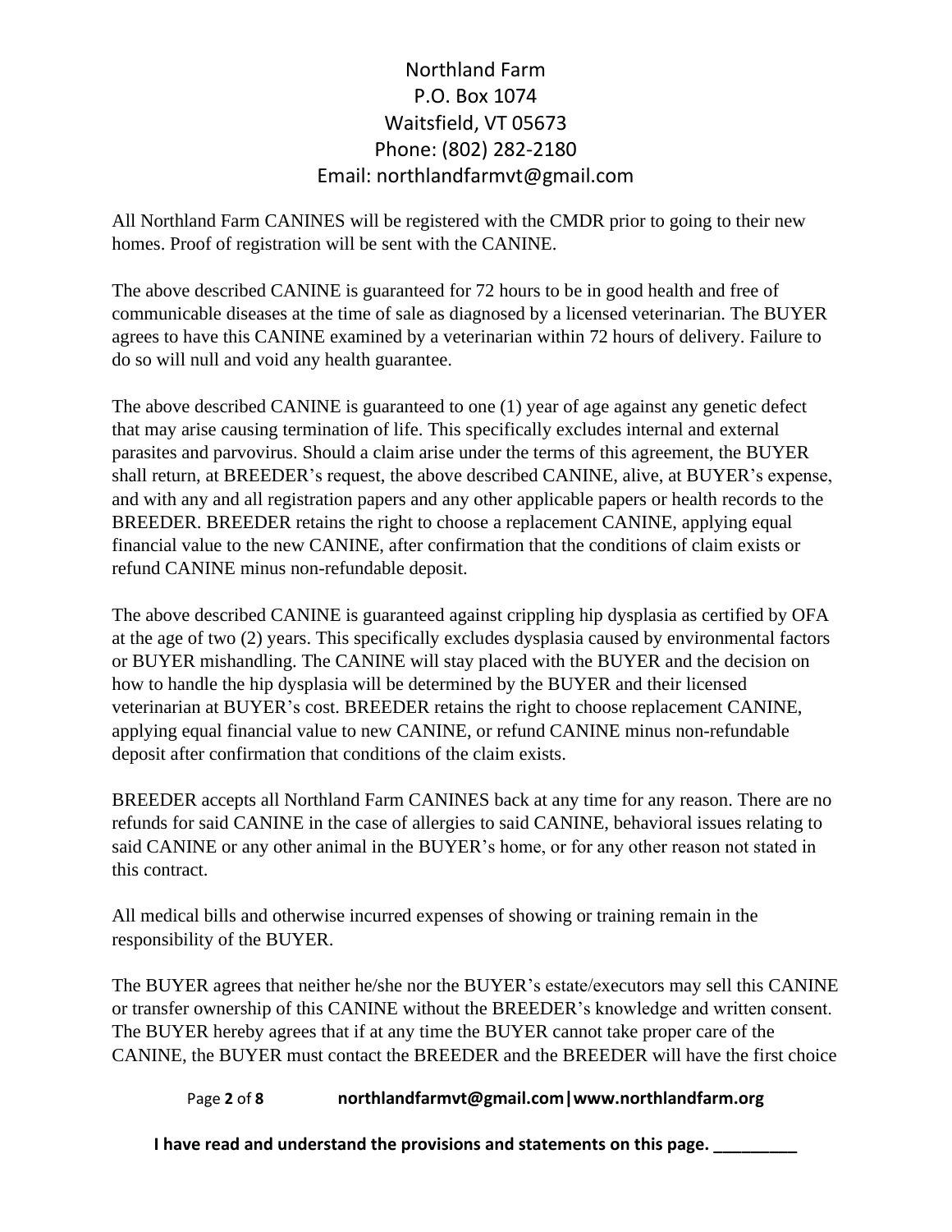Northland Farm
P.O. Box 1074
Waitsfield, VT 05673
Phone: (802) 282-2180
Email: northlandfarmvt@gmail.com

All Northland Farm CANINES will be registered with the CMDR prior to going to their new homes. Proof of registration will be sent with the CANINE.

The above described CANINE is guaranteed for 72 hours to be in good health and free of communicable diseases at the time of sale as diagnosed by a licensed veterinarian. The BUYER agrees to have this CANINE examined by a veterinarian within 72 hours of delivery. Failure to do so will null and void any health guarantee.

The above described CANINE is guaranteed to one (1) year of age against any genetic defect that may arise causing termination of life. This specifically excludes internal and external parasites and parvovirus. Should a claim arise under the terms of this agreement, the BUYER shall return, at BREEDER's request, the above described CANINE, alive, at BUYER's expense, and with any and all registration papers and any other applicable papers or health records to the BREEDER. BREEDER retains the right to choose a replacement CANINE, applying equal financial value to the new CANINE, after confirmation that the conditions of claim exists or refund CANINE minus non-refundable deposit.

The above described CANINE is guaranteed against crippling hip dysplasia as certified by OFA at the age of two (2) years. This specifically excludes dysplasia caused by environmental factors or BUYER mishandling. The CANINE will stay placed with the BUYER and the decision on how to handle the hip dysplasia will be determined by the BUYER and their licensed veterinarian at BUYER's cost. BREEDER retains the right to choose replacement CANINE, applying equal financial value to new CANINE, or refund CANINE minus non-refundable deposit after confirmation that conditions of the claim exists.

BREEDER accepts all Northland Farm CANINES back at any time for any reason. There are no refunds for said CANINE in the case of allergies to said CANINE, behavioral issues relating to said CANINE or any other animal in the BUYER's home, or for any other reason not stated in this contract.

All medical bills and otherwise incurred expenses of showing or training remain in the responsibility of the BUYER.

The BUYER agrees that neither he/she nor the BUYER's estate/executors may sell this CANINE or transfer ownership of this CANINE without the BREEDER's knowledge and written consent. The BUYER hereby agrees that if at any time the BUYER cannot take proper care of the CANINE, the BUYER must contact the BREEDER and the BREEDER will have the first choice

**I have read and understand the provisions and statements on this page. _________**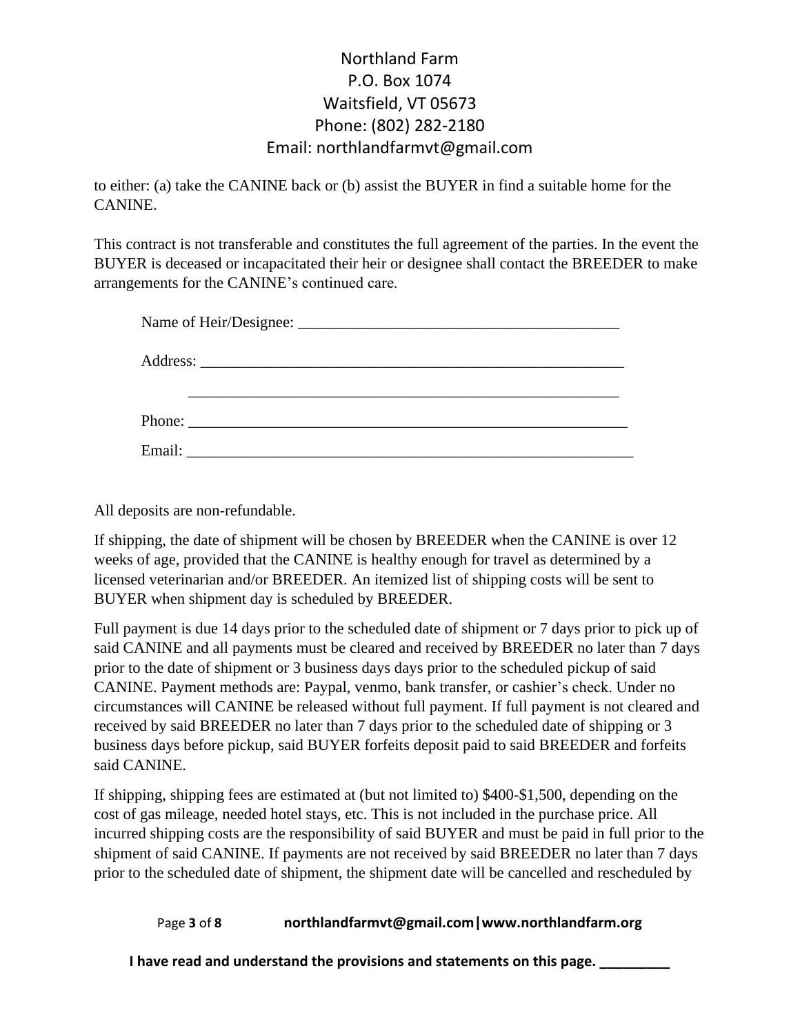to either: (a) take the CANINE back or (b) assist the BUYER in find a suitable home for the CANINE.

This contract is not transferable and constitutes the full agreement of the parties. In the event the BUYER is deceased or incapacitated their heir or designee shall contact the BREEDER to make arrangements for the CANINE's continued care.

Name of Heir/Designee: ___________________________________________

Address: _______________________________________________________

_______________________________________________________

Phone: ________________________________________________________

Email: _________________________________________________________

All deposits are non-refundable.

If shipping, the date of shipment will be chosen by BREEDER when the CANINE is over 12 weeks of age, provided that the CANINE is healthy enough for travel as determined by a licensed veterinarian and/or BREEDER. An itemized list of shipping costs will be sent to BUYER when shipment day is scheduled by BREEDER.

Full payment is due 14 days prior to the scheduled date of shipment or 7 days prior to pick up of said CANINE and all payments must be cleared and received by BREEDER no later than 7 days prior to the date of shipment or 3 business days days prior to the scheduled pickup of said CANINE. Payment methods are: Paypal, venmo, bank transfer, or cashier's check. Under no circumstances will CANINE be released without full payment. If full payment is not cleared and received by said BREEDER no later than 7 days prior to the scheduled date of shipping or 3 business days before pickup, said BUYER forfeits deposit paid to said BREEDER and forfeits said CANINE.

If shipping, shipping fees are estimated at (but not limited to) $400-$1,500, depending on the cost of gas mileage, needed hotel stays, etc. This is not included in the purchase price. All incurred shipping costs are the responsibility of said BUYER and must be paid in full prior to the shipment of said CANINE. If payments are not received by said BREEDER no later than 7 days prior to the scheduled date of shipment, the shipment date will be cancelled and rescheduled by

**I have read and understand the provisions and statements on this page. _________**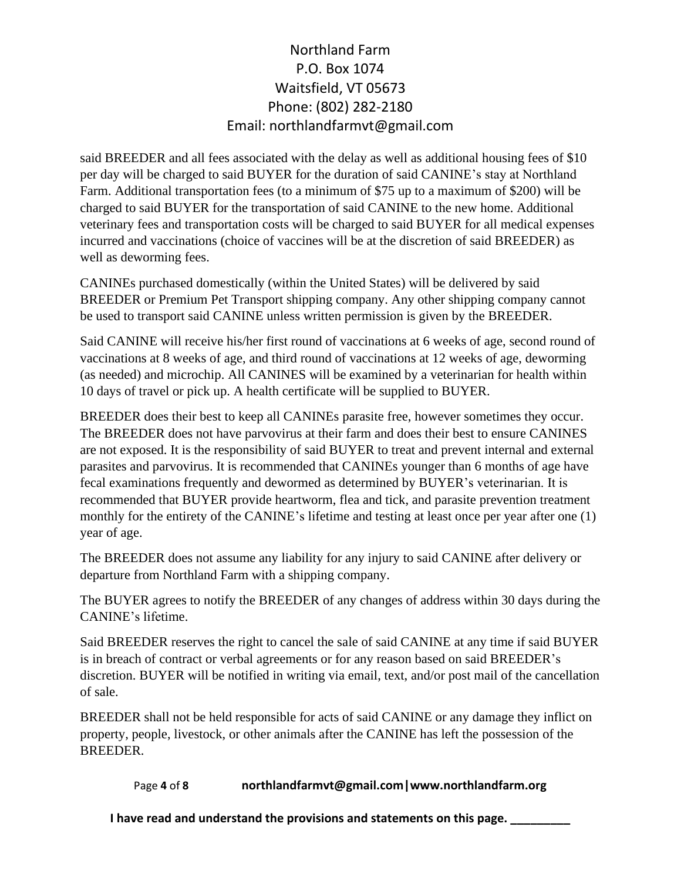said BREEDER and all fees associated with the delay as well as additional housing fees of $10 per day will be charged to said BUYER for the duration of said CANINE's stay at Northland Farm. Additional transportation fees (to a minimum of $75 up to a maximum of $200) will be charged to said BUYER for the transportation of said CANINE to the new home. Additional veterinary fees and transportation costs will be charged to said BUYER for all medical expenses incurred and vaccinations (choice of vaccines will be at the discretion of said BREEDER) as well as deworming fees.

CANINEs purchased domestically (within the United States) will be delivered by said BREEDER or Premium Pet Transport shipping company. Any other shipping company cannot be used to transport said CANINE unless written permission is given by the BREEDER.

Said CANINE will receive his/her first round of vaccinations at 6 weeks of age, second round of vaccinations at 8 weeks of age, and third round of vaccinations at 12 weeks of age, deworming (as needed) and microchip. All CANINES will be examined by a veterinarian for health within 10 days of travel or pick up. A health certificate will be supplied to BUYER.

BREEDER does their best to keep all CANINEs parasite free, however sometimes they occur. The BREEDER does not have parvovirus at their farm and does their best to ensure CANINES are not exposed. It is the responsibility of said BUYER to treat and prevent internal and external parasites and parvovirus. It is recommended that CANINEs younger than 6 months of age have fecal examinations frequently and dewormed as determined by BUYER's veterinarian. It is recommended that BUYER provide heartworm, flea and tick, and parasite prevention treatment monthly for the entirety of the CANINE's lifetime and testing at least once per year after one (1) year of age.

The BREEDER does not assume any liability for any injury to said CANINE after delivery or departure from Northland Farm with a shipping company.

The BUYER agrees to notify the BREEDER of any changes of address within 30 days during the CANINE's lifetime.

Said BREEDER reserves the right to cancel the sale of said CANINE at any time if said BUYER is in breach of contract or verbal agreements or for any reason based on said BREEDER's discretion. BUYER will be notified in writing via email, text, and/or post mail of the cancellation of sale.

BREEDER shall not be held responsible for acts of said CANINE or any damage they inflict on property, people, livestock, or other animals after the CANINE has left the possession of the BREEDER.

**I have read and understand the provisions and statements on this page. _________**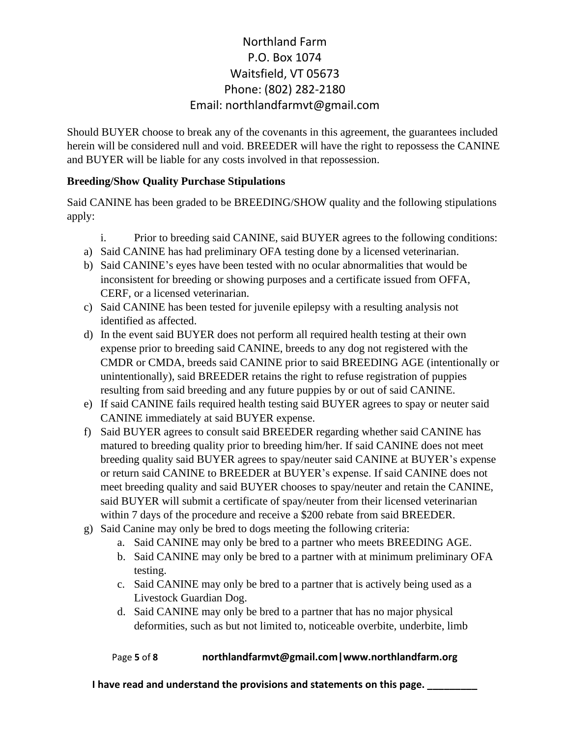Should BUYER choose to break any of the covenants in this agreement, the guarantees included herein will be considered null and void. BREEDER will have the right to repossess the CANINE and BUYER will be liable for any costs involved in that repossession.

**Breeding/Show Quality Purchase Stipulations**

Said CANINE has been graded to be BREEDING/SHOW quality and the following stipulations apply:

i. Prior to breeding said CANINE, said BUYER agrees to the following conditions:

a) Said CANINE has had preliminary OFA testing done by a licensed veterinarian.
b) Said CANINE's eyes have been tested with no ocular abnormalities that would be inconsistent for breeding or showing purposes and a certificate issued from OFFA, CERF, or a licensed veterinarian.
c) Said CANINE has been tested for juvenile epilepsy with a resulting analysis not identified as affected.
d) In the event said BUYER does not perform all required health testing at their own expense prior to breeding said CANINE, breeds to any dog not registered with the CMDR or CMDA, breeds said CANINE prior to said BREEDING AGE (intentionally or unintentionally), said BREEDER retains the right to refuse registration of puppies resulting from said breeding and any future puppies by or out of said CANINE.
e) If said CANINE fails required health testing said BUYER agrees to spay or neuter said CANINE immediately at said BUYER expense.
f) Said BUYER agrees to consult said BREEDER regarding whether said CANINE has matured to breeding quality prior to breeding him/her. If said CANINE does not meet breeding quality said BUYER agrees to spay/neuter said CANINE at BUYER's expense or return said CANINE to BREEDER at BUYER's expense. If said CANINE does not meet breeding quality and said BUYER chooses to spay/neuter and retain the CANINE, said BUYER will submit a certificate of spay/neuter from their licensed veterinarian within 7 days of the procedure and receive a $200 rebate from said BREEDER.
g) Said Canine may only be bred to dogs meeting the following criteria:
    a. Said CANINE may only be bred to a partner who meets BREEDING AGE.
    b. Said CANINE may only be bred to a partner with at minimum preliminary OFA testing.
    c. Said CANINE may only be bred to a partner that is actively being used as a Livestock Guardian Dog.
    d. Said CANINE may only be bred to a partner that has no major physical deformities, such as but not limited to, noticeable overbite, underbite, limb

**I have read and understand the provisions and statements on this page. _________**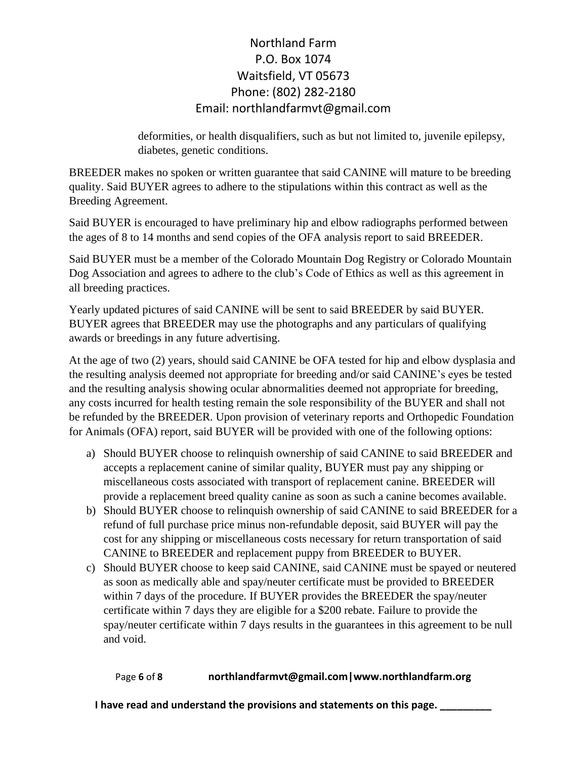deformities, or health disqualifiers, such as but not limited to, juvenile epilepsy, diabetes, genetic conditions.

BREEDER makes no spoken or written guarantee that said CANINE will mature to be breeding quality. Said BUYER agrees to adhere to the stipulations within this contract as well as the Breeding Agreement.

Said BUYER is encouraged to have preliminary hip and elbow radiographs performed between the ages of 8 to 14 months and send copies of the OFA analysis report to said BREEDER.

Said BUYER must be a member of the Colorado Mountain Dog Registry or Colorado Mountain Dog Association and agrees to adhere to the club's Code of Ethics as well as this agreement in all breeding practices.

Yearly updated pictures of said CANINE will be sent to said BREEDER by said BUYER. BUYER agrees that BREEDER may use the photographs and any particulars of qualifying awards or breedings in any future advertising.

At the age of two (2) years, should said CANINE be OFA tested for hip and elbow dysplasia and the resulting analysis deemed not appropriate for breeding and/or said CANINE's eyes be tested and the resulting analysis showing ocular abnormalities deemed not appropriate for breeding, any costs incurred for health testing remain the sole responsibility of the BUYER and shall not be refunded by the BREEDER. Upon provision of veterinary reports and Orthopedic Foundation for Animals (OFA) report, said BUYER will be provided with one of the following options:

a) Should BUYER choose to relinquish ownership of said CANINE to said BREEDER and accepts a replacement canine of similar quality, BUYER must pay any shipping or miscellaneous costs associated with transport of replacement canine. BREEDER will provide a replacement breed quality canine as soon as such a canine becomes available.
b) Should BUYER choose to relinquish ownership of said CANINE to said BREEDER for a refund of full purchase price minus non-refundable deposit, said BUYER will pay the cost for any shipping or miscellaneous costs necessary for return transportation of said CANINE to BREEDER and replacement puppy from BREEDER to BUYER.
c) Should BUYER choose to keep said CANINE, said CANINE must be spayed or neutered as soon as medically able and spay/neuter certificate must be provided to BREEDER within 7 days of the procedure. If BUYER provides the BREEDER the spay/neuter certificate within 7 days they are eligible for a $200 rebate. Failure to provide the spay/neuter certificate within 7 days results in the guarantees in this agreement to be null and void.

**I have read and understand the provisions and statements on this page. _________**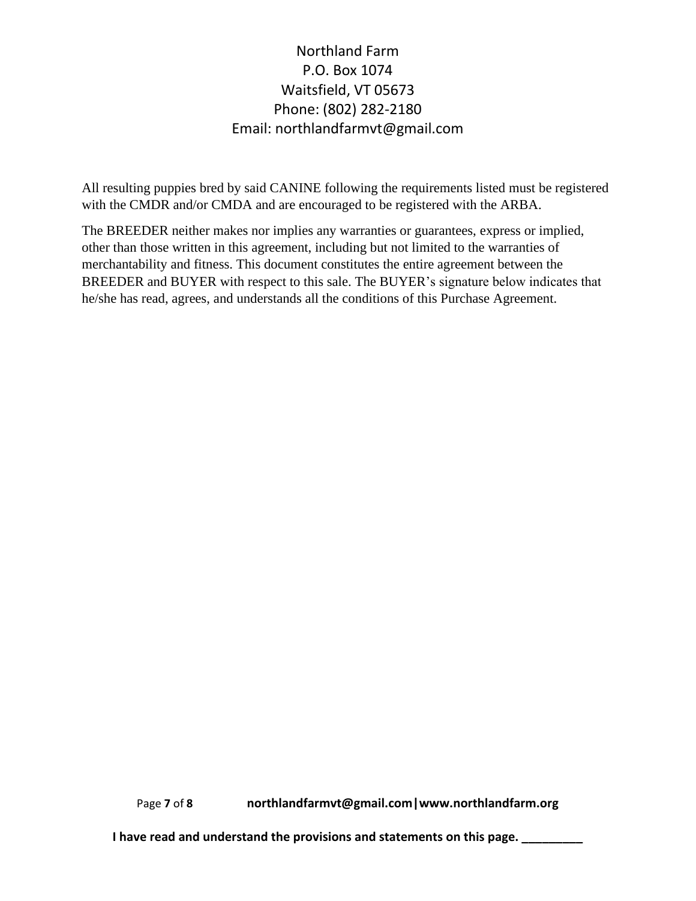All resulting puppies bred by said CANINE following the requirements listed must be registered with the CMDR and/or CMDA and are encouraged to be registered with the ARBA.

The BREEDER neither makes nor implies any warranties or guarantees, express or implied, other than those written in this agreement, including but not limited to the warranties of merchantability and fitness. This document constitutes the entire agreement between the BREEDER and BUYER with respect to this sale. The BUYER's signature below indicates that he/she has read, agrees, and understands all the conditions of this Purchase Agreement.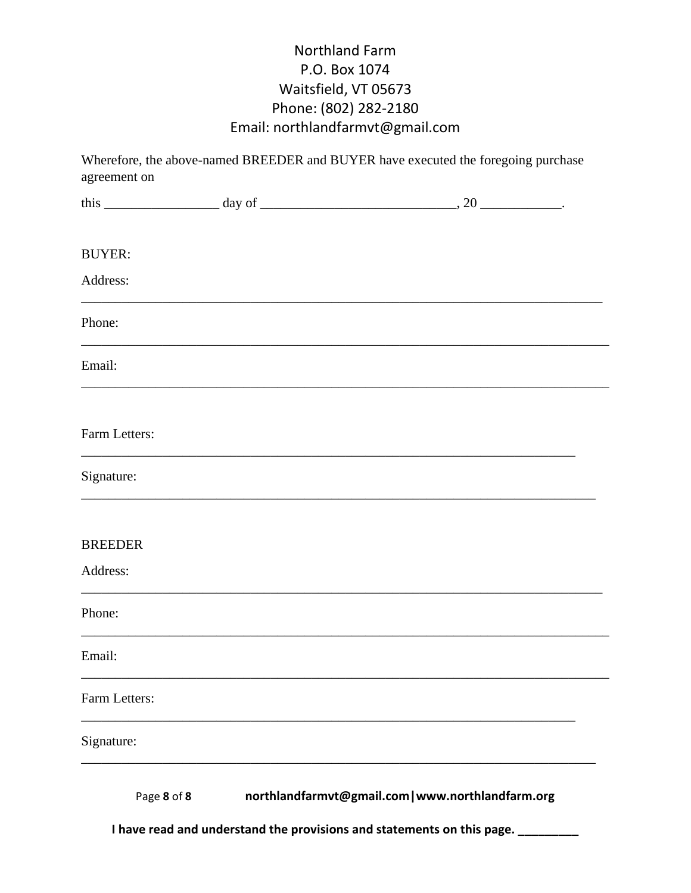Northland Farm
P.O. Box 1074
Waitsfield, VT 05673
Phone: (802) 282-2180
Email: northlandfarmvt@gmail.com

Wherefore, the above-named BREEDER and BUYER have executed the foregoing purchase agreement on

this _________________ day of _____________________________, 20 ____________.

BUYER:

Address:
_______________________________________________________________________________

Phone:
_______________________________________________________________________________

Email:
_______________________________________________________________________________

Farm Letters:
___________________________________________________________________________

Signature:
______________________________________________________________________________

BREEDER

Address:
_______________________________________________________________________________

Phone:
_______________________________________________________________________________

Email:
_______________________________________________________________________________

Farm Letters:
___________________________________________________________________________

Signature:
______________________________________________________________________________

**I have read and understand the provisions and statements on this page. _________**